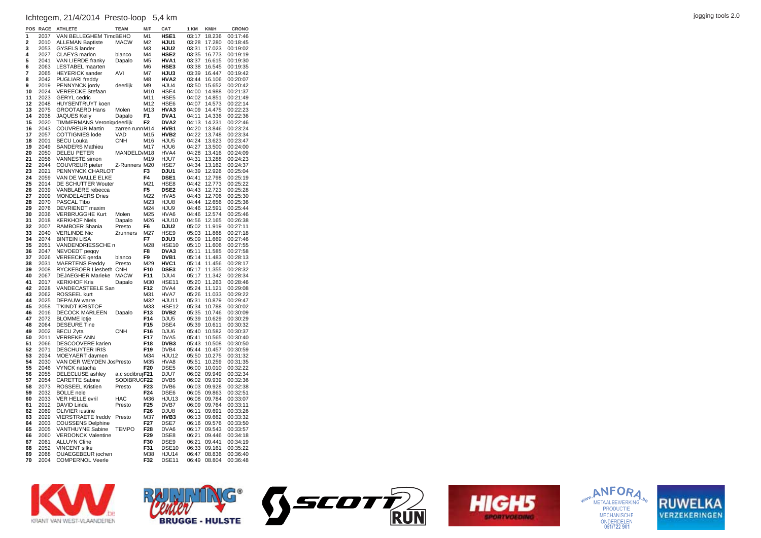# Ichtegem, 21/4/2014 Presto-loop 5,4 km

| POS | RACE | ATHLETE | TEAM | M/F | CAT | 1 KM | KM/H | CRONO |
|---|---|---|---|---|---|---|---|---|
| 1 | 2037 | VAN BELLEGHEM Timo | BEHO | M1 | HSE1 | 03:17 | 18.236 | 00:17:46 |
| 2 | 2010 | ALLEMAN Baptiste | MACW | M2 | HJU1 | 03:28 | 17.280 | 00:18:45 |
| 3 | 2053 | GYSELS lander | | M3 | HJU2 | 03:31 | 17.023 | 00:19:02 |
| 4 | 2027 | CLAEYS marlon | blanco | M4 | HSE2 | 03:35 | 16.773 | 00:19:19 |
| 5 | 2041 | VAN LIERDE franky | Dapalo | M5 | HVA1 | 03:37 | 16.615 | 00:19:30 |
| 6 | 2063 | LESTABEL maarten | | M6 | HSE3 | 03:38 | 16.545 | 00:19:35 |
| 7 | 2065 | HEYERICK sander | AVI | M7 | HJU3 | 03:39 | 16.447 | 00:19:42 |
| 8 | 2042 | PUGLIARI freddy | | M8 | HVA2 | 03:44 | 16.106 | 00:20:07 |
| 9 | 2019 | PENNYNCK jordy | deerlijk | M9 | HJU4 | 03:50 | 15.652 | 00:20:42 |
| 10 | 2024 | VEREECKE Stefaan | | M10 | HSE4 | 04:00 | 14.988 | 00:21:37 |
| 11 | 2023 | GERYL cedric | | M11 | HSE5 | 04:02 | 14.851 | 00:21:49 |
| 12 | 2048 | HUYSENTRUYT koen | | M12 | HSE6 | 04:07 | 14.573 | 00:22:14 |
| 13 | 2075 | GROOTAERD Hans | Molen | M13 | HVA3 | 04:09 | 14.475 | 00:22:23 |
| 14 | 2038 | JAQUES Kelly | Dapalo | F1 | DVA1 | 04:11 | 14.336 | 00:22:36 |
| 15 | 2020 | TIMMERMANS Veroniq | deerlijk | F2 | DVA2 | 04:13 | 14.231 | 00:22:46 |
| 16 | 2043 | COUVREUR Martin | zarren runn | M14 | HVB1 | 04:20 | 13.846 | 00:23:24 |
| 17 | 2057 | COTTIGNIES lode | VAD | M15 | HVB2 | 04:22 | 13.748 | 00:23:34 |
| 18 | 2001 | BECU Louka | CNH | M16 | HJU5 | 04:24 | 13.623 | 00:23:47 |
| 19 | 2049 | SANDERS Mathieu | | M17 | HJU6 | 04:27 | 13.500 | 00:24:00 |
| 20 | 2050 | DELEU PETER | MANDELD | M18 | HVA4 | 04:28 | 13.416 | 00:24:09 |
| 21 | 2056 | VANNESTE simon | | M19 | HJU7 | 04:31 | 13.288 | 00:24:23 |
| 22 | 2044 | COUVREUR pieter | Z-Runners | M20 | HSE7 | 04:34 | 13.162 | 00:24:37 |
| 23 | 2021 | PENNYNCK CHARLOT | | F3 | DJU1 | 04:39 | 12.926 | 00:25:04 |
| 24 | 2059 | VAN DE WALLE ELKE | | F4 | DSE1 | 04:41 | 12.798 | 00:25:19 |
| 25 | 2014 | DE SCHUTTER Wouter | | M21 | HSE8 | 04:42 | 12.773 | 00:25:22 |
| 26 | 2039 | VANBLAERE rebecca | | F5 | DSE2 | 04:43 | 12.723 | 00:25:28 |
| 27 | 2009 | MONDELAERS Dries | | M22 | HVA5 | 04:43 | 12.706 | 00:25:30 |
| 28 | 2070 | PASCAL Tibo | | M23 | HJU8 | 04:44 | 12.656 | 00:25:36 |
| 29 | 2076 | DEVRIENDT maxim | | M24 | HJU9 | 04:46 | 12.591 | 00:25:44 |
| 30 | 2036 | VERBRUGGHE Kurt | Molen | M25 | HVA6 | 04:46 | 12.574 | 00:25:46 |
| 31 | 2018 | KERKHOF Niels | Dapalo | M26 | HJU10 | 04:56 | 12.165 | 00:26:38 |
| 32 | 2007 | RAMBOER Shania | Presto | F6 | DJU2 | 05:02 | 11.919 | 00:27:11 |
| 33 | 2040 | VERLINDE Nic | Zrunners | M27 | HSE9 | 05:03 | 11.868 | 00:27:18 |
| 34 | 2074 | BINTEIN LISA | | F7 | DJU3 | 05:09 | 11.669 | 00:27:46 |
| 35 | 2051 | VANDENDRIESSCHE n | | M28 | HSE10 | 05:10 | 11.606 | 00:27:55 |
| 36 | 2047 | NEVOEDT peggy | | F8 | DVA3 | 05:11 | 11.585 | 00:27:58 |
| 37 | 2026 | VEREECKE gerda | blanco | F9 | DVB1 | 05:14 | 11.483 | 00:28:13 |
| 38 | 2031 | MAERTENS Freddy | Presto | M29 | HVC1 | 05:14 | 11.456 | 00:28:17 |
| 39 | 2008 | RYCKEBOER Liesbeth | CNH | F10 | DSE3 | 05:17 | 11.355 | 00:28:32 |
| 40 | 2067 | DEJAEGHER Marieke | MACW | F11 | DJU4 | 05:17 | 11.342 | 00:28:34 |
| 41 | 2017 | KERKHOF Kris | Dapalo | M30 | HSE11 | 05:20 | 11.263 | 00:28:46 |
| 42 | 2028 | VANDECASTEELE San | | F12 | DVA4 | 05:24 | 11.121 | 00:29:08 |
| 43 | 2062 | ROSSEEL kurt | | M31 | HVA7 | 05:26 | 11.033 | 00:29:22 |
| 44 | 2025 | DEPAUW warre | | M32 | HJU11 | 05:31 | 10.879 | 00:29:47 |
| 45 | 2058 | T'KINDT KRISTOF | | M33 | HSE12 | 05:34 | 10.788 | 00:30:02 |
| 46 | 2016 | DECOCK MARLEEN | Dapalo | F13 | DVB2 | 05:35 | 10.746 | 00:30:09 |
| 47 | 2072 | BLOMME lotje | | F14 | DJU5 | 05:39 | 10.629 | 00:30:29 |
| 48 | 2064 | DESEURE Tine | | F15 | DSE4 | 05:39 | 10.611 | 00:30:32 |
| 49 | 2002 | BECU Zyta | CNH | F16 | DJU6 | 05:40 | 10.582 | 00:30:37 |
| 50 | 2011 | VERBEKE ANN | | F17 | DVA5 | 05:41 | 10.565 | 00:30:40 |
| 51 | 2066 | DESCOOVERE karien | | F18 | DVB3 | 05:43 | 10.508 | 00:30:50 |
| 52 | 2071 | DESCHUYTER IRIS | | F19 | DVB4 | 05:44 | 10.457 | 00:30:59 |
| 53 | 2034 | MOEYAERT daymen | | M34 | HJU12 | 05:50 | 10.275 | 00:31:32 |
| 54 | 2030 | VAN DER WEYDEN Jos | Presto | M35 | HVA8 | 05:51 | 10.259 | 00:31:35 |
| 55 | 2046 | VYNCK natacha | | F20 | DSE5 | 06:00 | 10.010 | 00:32:22 |
| 56 | 2055 | DELECLUSE ashley | a.c sodibru | F21 | DJU7 | 06:02 | 09.949 | 00:32:34 |
| 57 | 2054 | CARETTE Sabine | SODIBRUG | F22 | DVB5 | 06:02 | 09.939 | 00:32:36 |
| 58 | 2073 | ROSSEEL Kristien | Presto | F23 | DVB6 | 06:03 | 09.928 | 00:32:38 |
| 59 | 2032 | BOLLE nele | | F24 | DSE6 | 06:05 | 09.863 | 00:32:51 |
| 60 | 2033 | VER HELLE cyril | HAC | M36 | HJU13 | 06:08 | 09.784 | 00:33:07 |
| 61 | 2012 | DAVID Linda | Presto | F25 | DVB7 | 06:09 | 09.764 | 00:33:11 |
| 62 | 2069 | OLIVIER justine | | F26 | DJU8 | 06:11 | 09.691 | 00:33:26 |
| 63 | 2029 | VIERSTRAETE freddy | Presto | M37 | HVB3 | 06:13 | 09.662 | 00:33:32 |
| 64 | 2003 | COUSSENS Delphine | | F27 | DSE7 | 06:16 | 09.576 | 00:33:50 |
| 65 | 2005 | VANTHUYNE Sabine | TEMPO | F28 | DVA6 | 06:17 | 09.543 | 00:33:57 |
| 66 | 2060 | VERDONCK Valentine | | F29 | DSE8 | 06:21 | 09.446 | 00:34:18 |
| 67 | 2061 | ALLUYN Cline | | F30 | DSE9 | 06:21 | 09.441 | 00:34:19 |
| 68 | 2052 | VINCENT silke | | F31 | DSE10 | 06:33 | 09.161 | 00:35:22 |
| 69 | 2068 | QUAEGEBEUR jochen | | M38 | HJU14 | 06:47 | 08.836 | 00:36:40 |
| 70 | 2004 | COMPERNOL Veerle | | F32 | DSE11 | 06:49 | 08.804 | 00:36:48 |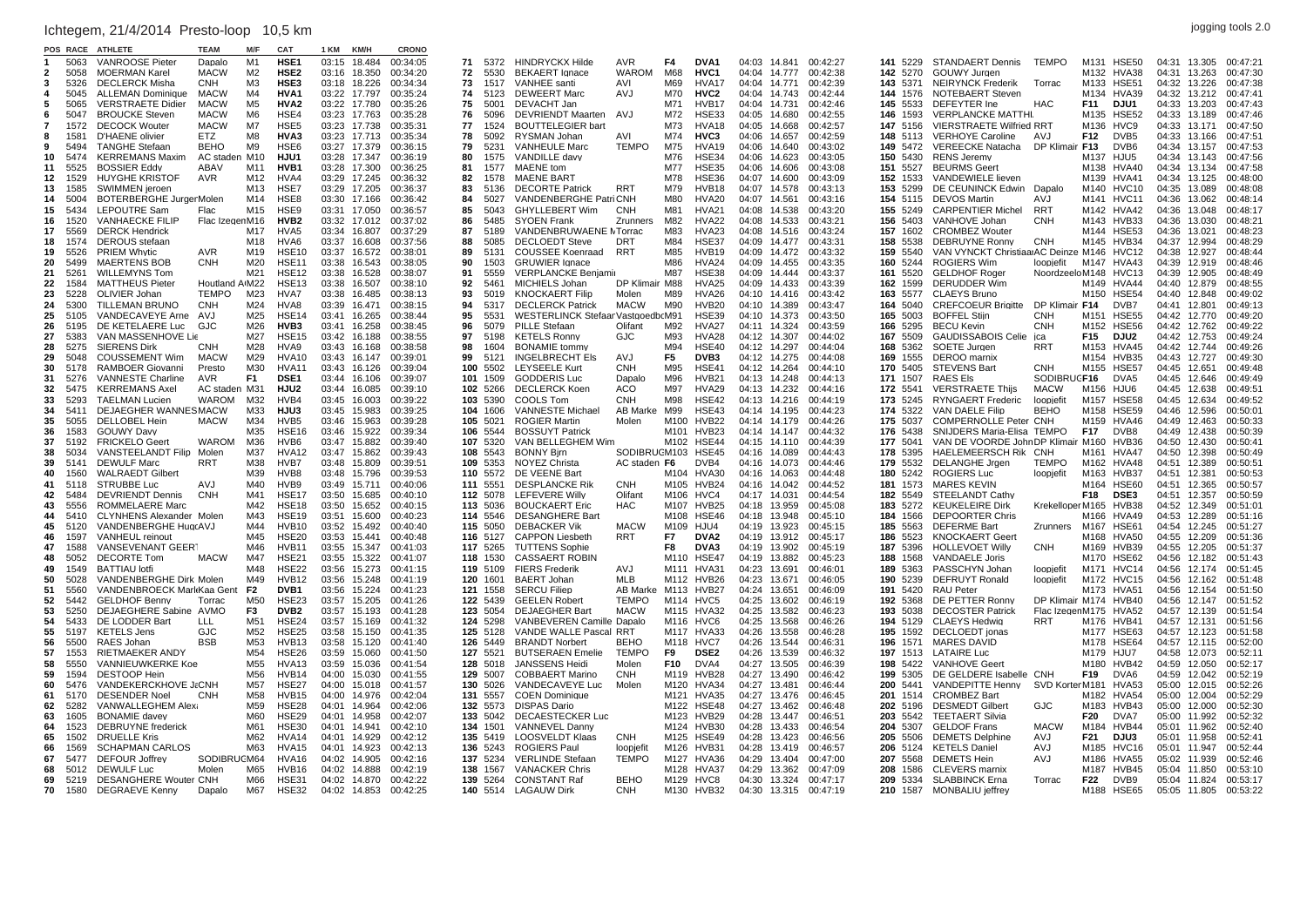Ichtegem, 21/4/2014 Presto-loop 10,5 km

| POS | RACE | ATHLETE | TEAM | M/F | CAT | 1 KM | KM/H | CRONO |
|---|---|---|---|---|---|---|---|---|
| 1 | 5063 | VANROOSE Pieter | Dapalo | M1 | HSE1 | 03:15 | 18.484 | 00:34:05 |
| 2 | 5058 | MOERMAN Karel | MACW | M2 | HSE2 | 03:16 | 18.350 | 00:34:20 |
| 3 | 5326 | DECLERCK Misha | CNH | M3 | HSE3 | 03:18 | 18.226 | 00:34:34 |
| 4 | 5045 | ALLEMAN Dominique | MACW | M4 | HVA1 | 03:22 | 17.797 | 00:35:24 |
| 5 | 5065 | VERSTRAETE Didier | MACW | M5 | HVA2 | 03:22 | 17.780 | 00:35:26 |
| 6 | 5047 | BROUCKE Steven | MACW | M6 | HSE4 | 03:23 | 17.763 | 00:35:28 |
| 7 | 1572 | DECOCK Wouter | MACW | M7 | HSE5 | 03:23 | 17.738 | 00:35:31 |
| 8 | 1581 | D'HAENE olivier | ETZ | M8 | HVA3 | 03:23 | 17.713 | 00:35:34 |
| 9 | 5494 | TANGHE Stefaan | BEHO | M9 | HSE6 | 03:27 | 17.379 | 00:36:15 |
| 10 | 5474 | KERREMANS Maxim | AC staden | M10 | HJU1 | 03:28 | 17.347 | 00:36:19 |
| 11 | 5525 | BOSSIER Eddy | ABAV | M11 | HVB1 | 03:28 | 17.300 | 00:36:25 |
| 12 | 1529 | HUYGHE KRISTOF | AVR | M12 | HVA4 | 03:29 | 17.245 | 00:36:32 |
| 13 | 1585 | SWIMMEN jeroen | | M13 | HSE7 | 03:29 | 17.205 | 00:36:37 |
| 14 | 5004 | BOTERBERGHE JurgenMolen | | M14 | HSE8 | 03:30 | 17.166 | 00:36:42 |
| 15 | 5434 | LEPOUTRE Sam | Flac | M15 | HSE9 | 03:31 | 17.050 | 00:36:57 |
| 16 | 1520 | VANHAECKE FILIP | Flac Izegem | M16 | HVB2 | 03:32 | 17.012 | 00:37:02 |
| 17 | 5569 | DERCK Hendrick | | M17 | HVA5 | 03:34 | 16.807 | 00:37:29 |
| 18 | 1574 | DEROUS stefaan | | M18 | HVA6 | 03:37 | 16.608 | 00:37:56 |
| 19 | 5526 | PRIEM Whytic | AVR | M19 | HSE10 | 03:37 | 16.572 | 00:38:01 |
| 20 | 5499 | MAERTENS BOB | CNH | M20 | HSE11 | 03:38 | 16.543 | 00:38:05 |
| 21 | 5261 | WILLEMYNS Tom | | M21 | HSE12 | 03:38 | 16.528 | 00:38:07 |
| 22 | 1584 | MATTHEUS Pieter | Houtland AI | M22 | HSE13 | 03:38 | 16.507 | 00:38:10 |
| 23 | 5228 | OLIVIER Johan | TEMPO | M23 | HVA7 | 03:38 | 16.485 | 00:38:13 |
| 24 | 5300 | TILLEMAN BRUNO | CNH | M24 | HVA8 | 03:39 | 16.471 | 00:38:15 |
| 25 | 5105 | VANDECAVEYE Arne | AVJ | M25 | HSE14 | 03:41 | 16.265 | 00:38:44 |
| 26 | 5195 | DE KETELAERE Luc | GJC | M26 | HVB3 | 03:41 | 16.258 | 00:38:45 |
| 27 | 5383 | VAN MASSENHOVE Lie | | M27 | HSE15 | 03:42 | 16.188 | 00:38:55 |
| 28 | 5275 | SIERENS Dirk | CNH | M28 | HVA9 | 03:43 | 16.168 | 00:38:58 |
| 29 | 5048 | COUSSEMENT Wim | MACW | M29 | HVA10 | 03:43 | 16.147 | 00:39:01 |
| 30 | 5178 | RAMBOER Giovanni | Presto | M30 | HVA11 | 03:43 | 16.126 | 00:39:04 |
| 31 | 5276 | VANNESTE Charline | AVR | F1 | DSE1 | 03:44 | 16.106 | 00:39:07 |
| 32 | 5475 | KERREMANS Axel | AC staden | M31 | HJU2 | 03:44 | 16.085 | 00:39:10 |
| 33 | 5293 | TAELMAN Lucien | WAROM | M32 | HVB4 | 03:45 | 16.003 | 00:39:22 |
| 34 | 5411 | DEJAEGHER WANNES | MACW | M33 | HJU3 | 03:45 | 15.983 | 00:39:25 |
| 35 | 5055 | DELLOBEL Hein | MACW | M34 | HVB5 | 03:46 | 15.963 | 00:39:28 |
| 36 | 1583 | GOUWY Davy | | M35 | HSE16 | 03:46 | 15.922 | 00:39:34 |
| 37 | 5192 | FRICKELO Geert | Molen | M36 | HVB6 | 03:47 | 15.882 | 00:39:40 |
| 38 | 5034 | VANSTEELANDT Filip | Molen | M37 | HVA12 | 03:47 | 15.862 | 00:39:43 |
| 39 | 5141 | DEWULF Marc | RRT | M38 | HVB7 | 03:48 | 15.809 | 00:39:51 |
| 40 | 1560 | WALRAEDT Gilbert | | M39 | HVB8 | 03:48 | 15.796 | 00:39:53 |
| 41 | 5118 | STRUBBE Luc | AVJ | M40 | HVB9 | 03:49 | 15.711 | 00:40:06 |
| 42 | 5484 | DEVRIENDT Dennis | CNH | M41 | HSE17 | 03:50 | 15.685 | 00:40:10 |
| 43 | 5556 | ROMMELAERE Marc | | M42 | HSE18 | 03:50 | 15.652 | 00:40:15 |
| 44 | 5410 | CLYNHENS Alexander | Molen | M43 | HSE19 | 03:51 | 15.600 | 00:40:23 |
| 45 | 5120 | VANDENBERGHE Hugo | AVJ | M44 | HVB10 | 03:52 | 15.492 | 00:40:40 |
| 46 | 1597 | VANHEUL reinout | | M45 | HSE20 | 03:53 | 15.441 | 00:40:48 |
| 47 | 1588 | VERSEVENANT GEERT | | M46 | HVB11 | 03:55 | 15.347 | 00:41:03 |
| 48 | 5052 | DECORTE Tom | MACW | M47 | HSE21 | 03:55 | 15.322 | 00:41:07 |
| 49 | 1549 | BATTIAU lotfi | | M48 | HSE22 | 03:56 | 15.273 | 00:41:15 |
| 50 | 5028 | VANDENBERGHE Dirk | Molen | M49 | HVB12 | 03:56 | 15.248 | 00:41:19 |
| 51 | 5560 | VANDENBROECK Mari | Kaa Gent | F2 | DVB1 | 03:56 | 15.224 | 00:41:23 |
| 52 | 5442 | GELDHOF Benny | Torrac | M50 | HSE23 | 03:57 | 15.205 | 00:41:26 |
| 53 | 5250 | DEJAEGHERE Sabine | AVMO | F3 | DVB2 | 03:57 | 15.193 | 00:41:28 |
| 54 | 5433 | DE LODDER Bart | LLL | M51 | HSE24 | 03:57 | 15.169 | 00:41:32 |
| 55 | 5197 | KETELS Jens | GJC | M52 | HSE25 | 03:58 | 15.150 | 00:41:35 |
| 56 | 5500 | RAES Johan | BSB | M53 | HVB13 | 03:58 | 15.120 | 00:41:40 |
| 57 | 1553 | RIETMAEKER ANDY | | M54 | HSE26 | 03:59 | 15.060 | 00:41:50 |
| 58 | 5550 | VANNIEUWKERKE Koe | | M55 | HVA13 | 03:59 | 15.036 | 00:41:54 |
| 59 | 1594 | DESTOOP Hein | | M56 | HVB14 | 04:00 | 15.030 | 00:41:55 |
| 60 | 5476 | VANDEKERCKHOVE Ja | CNH | M57 | HSE27 | 04:00 | 15.018 | 00:41:57 |
| 61 | 5170 | DESENDER Noel | CNH | M58 | HVB15 | 04:00 | 14.976 | 00:42:04 |
| 62 | 5282 | VANWALLEGHEM Alexa | | M59 | HSE28 | 04:01 | 14.964 | 00:42:06 |
| 63 | 1605 | BONAMIE davey | | M60 | HSE29 | 04:01 | 14.958 | 00:42:07 |
| 64 | 1523 | DEBRUYNE frederick | | M61 | HSE30 | 04:01 | 14.941 | 00:42:10 |
| 65 | 1502 | DRUELLE Kris | | M62 | HVA14 | 04:01 | 14.929 | 00:42:12 |
| 66 | 1569 | SCHAPMAN CARLOS | | M63 | HVA15 | 04:01 | 14.923 | 00:42:13 |
| 67 | 5477 | DEFOUR Joffrey | SODIBRUC | M64 | HVA16 | 04:02 | 14.905 | 00:42:16 |
| 68 | 5012 | DEWULF Luc | Molen | M65 | HVB16 | 04:02 | 14.888 | 00:42:19 |
| 69 | 5219 | DESANGHERE Wouter | CNH | M66 | HSE31 | 04:02 | 14.870 | 00:42:22 |
| 70 | 1580 | DEGRAEVE Kenny | Dapalo | M67 | HSE32 | 04:02 | 14.853 | 00:42:25 |
| 71 | 5372 | HINDRYCKX Hilde | AVR | F4 | DVA1 | 04:03 | 14.841 | 00:42:27 |
| 72 | 5530 | BEKAERT Ignace | WAROM | M68 | HVC1 | 04:04 | 14.777 | 00:42:38 |
| 73 | 1517 | VANHEE santi | AVI | M69 | HVA17 | 04:04 | 14.771 | 00:42:39 |
| 74 | 5123 | DEWEERT Marc | AVJ | M70 | HVC2 | 04:04 | 14.743 | 00:42:44 |
| 75 | 5001 | DEVACHT Jan | | M71 | HVB17 | 04:04 | 14.731 | 00:42:46 |
| 76 | 5096 | DEVRIENDT Maarten | AVJ | M72 | HSE33 | 04:05 | 14.680 | 00:42:55 |
| 77 | 1524 | BOUTTELEGIER bart | | M73 | HVA18 | 04:05 | 14.668 | 00:42:57 |
| 78 | 5092 | RYSMAN Johan | AVI | M74 | HVC3 | 04:06 | 14.657 | 00:42:59 |
| 79 | 5231 | VANHEULE Marc | TEMPO | M75 | HVA19 | 04:06 | 14.640 | 00:43:02 |
| 80 | 1575 | VANDILLE davy | | M76 | HSE34 | 04:06 | 14.623 | 00:43:05 |
| 81 | 1577 | MAENE tom | | M77 | HSE35 | 04:06 | 14.606 | 00:43:08 |
| 82 | 1578 | MAENE BART | | M78 | HSE36 | 04:07 | 14.600 | 00:43:09 |
| 83 | 5136 | DECORTE Patrick | RRT | M79 | HVB18 | 04:07 | 14.578 | 00:43:13 |
| 84 | 5027 | VANDENBERGHE Patri | CNH | M80 | HVA20 | 04:07 | 14.561 | 00:43:16 |
| 85 | 5043 | GHYLLEBERT Wim | CNH | M81 | HVA21 | 04:08 | 14.538 | 00:43:20 |
| 86 | 5485 | SYOEN Frank | Zrunners | M82 | HVA22 | 04:08 | 14.533 | 00:43:21 |
| 87 | 5189 | VANDENBRUWAENE M | Torrac | M83 | HVA23 | 04:08 | 14.516 | 00:43:24 |
| 88 | 5085 | DECLOEDT Steve | DRT | M84 | HSE37 | 04:09 | 14.477 | 00:43:31 |
| 89 | 5131 | COUSSEE Koenraad | RRT | M85 | HVB19 | 04:09 | 14.472 | 00:43:32 |
| 90 | 1503 | GRUWIER Ignace | | M86 | HVA24 | 04:09 | 14.455 | 00:43:35 |
| 91 | 5559 | VERPLANCKE Benjami | | M87 | HSE38 | 04:09 | 14.444 | 00:43:37 |
| 92 | 5461 | MICHIELS Johan | DP Klimair | M88 | HVA25 | 04:09 | 14.433 | 00:43:39 |
| 93 | 5019 | KNOCKAERT Filip | Molen | M89 | HVA26 | 04:10 | 14.416 | 00:43:42 |
| 94 | 5317 | DECLERCK Patrick | MACW | M90 | HVB20 | 04:10 | 14.389 | 00:43:47 |
| 95 | 5531 | WESTERLINCK Stefaan | Vastgoedbo | M91 | HSE39 | 04:10 | 14.373 | 00:43:50 |
| 96 | 5079 | PILLE Stefaan | Olifant | M92 | HVA27 | 04:11 | 14.324 | 00:43:59 |
| 97 | 5198 | KETELS Ronny | GJC | M93 | HVA28 | 04:12 | 14.307 | 00:44:02 |
| 98 | 1604 | BONAMIE tommy | | M94 | HSE40 | 04:12 | 14.297 | 00:44:04 |
| 99 | 5121 | INGELBRECHT Els | AVJ | F5 | DVB3 | 04:12 | 14.275 | 00:44:08 |
| 100 | 5502 | LEYSEELE Kurt | CNH | M95 | HSE41 | 04:12 | 14.264 | 00:44:10 |
| 101 | 1509 | GODDERIS Luc | Dapalo | M96 | HVB21 | 04:13 | 14.248 | 00:44:13 |
| 102 | 5266 | DECLERCK Koen | ACO | M97 | HVA29 | 04:13 | 14.232 | 00:44:16 |
| 103 | 5390 | COOLS Tom | CNH | M98 | HSE42 | 04:13 | 14.216 | 00:44:19 |
| 104 | 1606 | VANNESTE Michael | AB Marke | M99 | HSE43 | 04:14 | 14.195 | 00:44:23 |
| 105 | 5021 | ROGIER Martin | Molen | M100 | HVB22 | 04:14 | 14.179 | 00:44:26 |
| 106 | 5544 | BOSSUYT Patrick | | M101 | HVB23 | 04:14 | 14.147 | 00:44:32 |
| 107 | 5320 | VAN BELLEGHEM Wim | | M102 | HSE44 | 04:15 | 14.110 | 00:44:39 |
| 108 | 5543 | BONNY Bjrn | SODIBRUC | M103 | HSE45 | 04:16 | 14.089 | 00:44:43 |
| 109 | 5353 | NOYEZ Christa | AC staden | F6 | DVB4 | 04:16 | 14.073 | 00:44:46 |
| 110 | 5572 | DE VEENE Bart | | M104 | HVA30 | 04:16 | 14.063 | 00:44:48 |
| 111 | 5551 | DESPLANCKE Rik | CNH | M105 | HVB24 | 04:16 | 14.042 | 00:44:52 |
| 112 | 5078 | LEFEVERE Willy | Olifant | M106 | HVC4 | 04:17 | 14.031 | 00:44:54 |
| 113 | 5036 | BOUCKAERT Eric | HAC | M107 | HVB25 | 04:18 | 13.959 | 00:45:08 |
| 114 | 5546 | DESANGHERE Bart | | M108 | HSE46 | 04:18 | 13.948 | 00:45:10 |
| 115 | 5050 | DEBACKER Vik | MACW | M109 | HJU4 | 04:19 | 13.923 | 00:45:15 |
| 116 | 5127 | CAPPON Liesbeth | RRT | F7 | DVA2 | 04:19 | 13.912 | 00:45:17 |
| 117 | 5265 | TUTTENS Sophie | | F8 | DVA3 | 04:19 | 13.902 | 00:45:19 |
| 118 | 1530 | CASSAERT ROBIN | | M110 | HSE47 | 04:19 | 13.882 | 00:45:23 |
| 119 | 5109 | FIERS Frederik | AVJ | M111 | HVA31 | 04:23 | 13.691 | 00:46:01 |
| 120 | 1601 | BAERT Johan | MLB | M112 | HVB26 | 04:23 | 13.671 | 00:46:05 |
| 121 | 1558 | SERCU Filiep | AB Marke | M113 | HVB27 | 04:24 | 13.651 | 00:46:09 |
| 122 | 5439 | GEELEN Robert | TEMPO | M114 | HVC5 | 04:25 | 13.602 | 00:46:19 |
| 123 | 5054 | DEJAEGHER Bart | MACW | M115 | HVA32 | 04:25 | 13.582 | 00:46:23 |
| 124 | 5298 | VANBEVEREN Camille | Dapalo | M116 | HVC6 | 04:25 | 13.568 | 00:46:26 |
| 125 | 5128 | VANDE WALLE Pascal | RRT | M117 | HVA33 | 04:26 | 13.558 | 00:46:28 |
| 126 | 5449 | BRANDT Norbert | BEHO | M118 | HVC7 | 04:26 | 13.544 | 00:46:31 |
| 127 | 5521 | BUTSERAEN Emelie | TEMPO | F9 | DSE2 | 04:26 | 13.539 | 00:46:32 |
| 128 | 5018 | JANSSENS Heidi | Molen | F10 | DVA4 | 04:27 | 13.505 | 00:46:39 |
| 129 | 5007 | COBBAERT Marino | CNH | M119 | HVB28 | 04:27 | 13.490 | 00:46:42 |
| 130 | 5026 | VANDECAVEYE Luc | Molen | M120 | HVA34 | 04:27 | 13.481 | 00:46:44 |
| 131 | 5557 | COEN Dominique | | M121 | HVA35 | 04:27 | 13.476 | 00:46:45 |
| 132 | 5573 | DISPAS Dario | | M122 | HSE48 | 04:27 | 13.462 | 00:46:48 |
| 133 | 5042 | DECAESTECKER Luc | | M123 | HVB29 | 04:28 | 13.447 | 00:46:51 |
| 134 | 1501 | VANNEVEL Danny | | M124 | HVB30 | 04:28 | 13.433 | 00:46:54 |
| 135 | 5419 | LOOSVELDT Klaas | CNH | M125 | HSE49 | 04:28 | 13.423 | 00:46:56 |
| 136 | 5243 | ROGIERS Paul | loopjefit | M126 | HVB31 | 04:28 | 13.419 | 00:46:57 |
| 137 | 5234 | VERLINDE Stefaan | TEMPO | M127 | HVA36 | 04:29 | 13.404 | 00:47:00 |
| 138 | 1567 | VANACKER Chris | | M128 | HVA37 | 04:29 | 13.362 | 00:47:09 |
| 139 | 5264 | CONSTANT Raf | BEHO | M129 | HVC8 | 04:30 | 13.324 | 00:47:17 |
| 140 | 5514 | LAGAUW Dirk | CNH | M130 | HVB32 | 04:30 | 13.315 | 00:47:19 |
| 141 | 5229 | STANDAERT Dennis | TEMPO | M131 | HSE50 | 04:31 | 13.305 | 00:47:21 |
| 142 | 5270 | GOUWY Jurgen | | M132 | HVA38 | 04:31 | 13.263 | 00:47:30 |
| 143 | 5371 | NEIRYNCK Frederik | Torrac | M133 | HSE51 | 04:32 | 13.226 | 00:47:38 |
| 144 | 1576 | NOTEBAERT Steven | | M134 | HVA39 | 04:32 | 13.212 | 00:47:41 |
| 145 | 5533 | DEFEYTER Ine | HAC | F11 | DJU1 | 04:33 | 13.203 | 00:47:43 |
| 146 | 1593 | VERPLANCKE MATTHI | | M135 | HSE52 | 04:33 | 13.189 | 00:47:46 |
| 147 | 5156 | VIERSTRAETE Wilfried | RRT | M136 | HVC9 | 04:33 | 13.171 | 00:47:50 |
| 148 | 5113 | VERHOYE Caroline | AVJ | F12 | DVB5 | 04:33 | 13.166 | 00:47:51 |
| 149 | 5472 | VEREECKE Natacha | DP Klimair | F13 | DVB6 | 04:34 | 13.157 | 00:47:53 |
| 150 | 5430 | REUS Jeremy | | M137 | HJU5 | 04:34 | 13.143 | 00:47:56 |
| 151 | 5527 | BEURMS Geert | | M138 | HVA40 | 04:34 | 13.134 | 00:47:58 |
| 152 | 1533 | VANDEWIELE lieven | | M139 | HVA41 | 04:34 | 13.125 | 00:48:00 |
| 153 | 5299 | DE CEUNINCK Edwin | Dapalo | M140 | HVC10 | 04:35 | 13.089 | 00:48:08 |
| 154 | 5115 | DEVOS Martin | AVJ | M141 | HVC11 | 04:36 | 13.062 | 00:48:14 |
| 155 | 5249 | CARPENTIER Michel | RRT | M142 | HVA42 | 04:36 | 13.048 | 00:48:17 |
| 156 | 5403 | VANHOVE Johan | CNH | M143 | HVB33 | 04:36 | 13.030 | 00:48:21 |
| 157 | 1602 | CROMBEZ Wouter | | M144 | HSE53 | 04:36 | 13.021 | 00:48:23 |
| 158 | 5538 | DEBRUYNE Ronny | CNH | M145 | HVB34 | 04:37 | 12.994 | 00:48:29 |
| 159 | 5540 | VAN VYNCKT Christiaan | AC Deinze | M146 | HVC12 | 04:38 | 12.927 | 00:48:44 |
| 160 | 5244 | ROGIERS Wim | loopjefit | M147 | HVA43 | 04:39 | 12.919 | 00:48:46 |
| 161 | 5520 | GELDHOF Roger | Noordzeelo | M148 | HVC13 | 04:39 | 12.905 | 00:48:49 |
| 162 | 1599 | DERUDDER Wim | | M149 | HVA44 | 04:40 | 12.879 | 00:48:55 |
| 163 | 5577 | CLAEYS Bruno | | M150 | HSE54 | 04:40 | 12.848 | 00:49:02 |
| 164 | 5040 | CREFCOEUR Brigitte | DP Klimair | F14 | DVB7 | 04:41 | 12.801 | 00:49:13 |
| 165 | 5003 | BOFFEL Stijn | CNH | M151 | HSE55 | 04:42 | 12.770 | 00:49:20 |
| 166 | 5295 | BECU Kevin | CNH | M152 | HSE56 | 04:42 | 12.762 | 00:49:22 |
| 167 | 5509 | GAUDISSABOIS Celie | ica | F15 | DJU2 | 04:42 | 12.753 | 00:49:24 |
| 168 | 5362 | SOETE Jurgen | RRT | M153 | HVA45 | 04:42 | 12.744 | 00:49:26 |
| 169 | 1555 | DEROO marnix | | M154 | HVB35 | 04:43 | 12.727 | 00:49:30 |
| 170 | 5405 | STEVENS Bart | CNH | M155 | HSE57 | 04:45 | 12.651 | 00:49:48 |
| 171 | 1507 | RAES Els | SODIBRUC | F16 | DVA5 | 04:45 | 12.646 | 00:49:49 |
| 172 | 5541 | VERSTRAETE Thijs | MACW | M156 | HJU6 | 04:45 | 12.638 | 00:49:51 |
| 173 | 5245 | RYNGAERT Frederic | loopjefit | M157 | HSE58 | 04:45 | 12.634 | 00:49:52 |
| 174 | 5322 | VAN DAELE Filip | BEHO | M158 | HSE59 | 04:46 | 12.596 | 00:50:01 |
| 175 | 5037 | COMPERNOLLE Peter | CNH | M159 | HVA46 | 04:49 | 12.463 | 00:50:33 |
| 176 | 5438 | SNIJDERS Maria-Elisa | TEMPO | F17 | DVB8 | 04:49 | 12.438 | 00:50:39 |
| 177 | 5041 | VAN DE VOORDE John | DP Klimair | M160 | HVB36 | 04:50 | 12.430 | 00:50:41 |
| 178 | 5395 | HAELEMEERSCH Rik | CNH | M161 | HVA47 | 04:50 | 12.398 | 00:50:49 |
| 179 | 5532 | DELANGHE Jrgen | TEMPO | M162 | HVA48 | 04:51 | 12.389 | 00:50:51 |
| 180 | 5242 | ROGIERS Luc | loopjefit | M163 | HVB37 | 04:51 | 12.381 | 00:50:53 |
| 181 | 1573 | MARES KEVIN | | M164 | HSE60 | 04:51 | 12.365 | 00:50:57 |
| 182 | 5549 | STEELANDT Cathy | | F18 | DSE3 | 04:51 | 12.357 | 00:50:59 |
| 183 | 5272 | KEUKELEIRE Dirk | Krekelloper | M165 | HVB38 | 04:52 | 12.349 | 00:51:01 |
| 184 | 1566 | DEPOORTER Chris | | M166 | HVA49 | 04:53 | 12.289 | 00:51:16 |
| 185 | 5563 | DEFERME Bart | Zrunners | M167 | HSE61 | 04:54 | 12.245 | 00:51:27 |
| 186 | 5523 | KNOCKAERT Geert | | M168 | HVA50 | 04:55 | 12.209 | 00:51:36 |
| 187 | 5396 | ROLLEVOET Willy | CNH | M169 | HVB39 | 04:55 | 12.205 | 00:51:37 |
| 188 | 1568 | VANDAELE Joris | | M170 | HSE62 | 04:56 | 12.182 | 00:51:43 |
| 189 | 5363 | PASSCHYN Johan | loopjefit | M171 | HVC14 | 04:56 | 12.174 | 00:51:45 |
| 190 | 5239 | DEFRUYT Ronald | loopjefit | M172 | HVC15 | 04:56 | 12.162 | 00:51:48 |
| 191 | 5420 | RAU Peter | | M173 | HVA51 | 04:56 | 12.154 | 00:51:50 |
| 192 | 5368 | DE PETTER Ronny | DP Klimair | M174 | HVB40 | 04:56 | 12.147 | 00:51:52 |
| 193 | 5038 | DECOSTER Patrick | Flac Izegem | M175 | HVA52 | 04:57 | 12.139 | 00:51:54 |
| 194 | 5129 | CLAEYS Hedwig | RRT | M176 | HVB41 | 04:57 | 12.131 | 00:51:56 |
| 195 | 1592 | DECLOEDT jonas | | M177 | HSE63 | 04:57 | 12.123 | 00:51:58 |
| 196 | 1571 | MARES DAVID | | M178 | HSE64 | 04:57 | 12.115 | 00:52:00 |
| 197 | 1513 | LATAIRE Luc | | M179 | HJU7 | 04:58 | 12.073 | 00:52:11 |
| 198 | 5422 | VANHOVE Geert | | M180 | HVB42 | 04:59 | 12.050 | 00:52:17 |
| 199 | 5305 | DE GELDERE Isabelle | CNH | F19 | DVA6 | 04:59 | 12.042 | 00:52:19 |
| 200 | 5441 | VANDEPITTE Henny | SVD Korter | M181 | HVA53 | 05:00 | 12.015 | 00:52:26 |
| 201 | 1514 | CROMBEZ Bart | | M182 | HVA54 | 05:00 | 12.004 | 00:52:29 |
| 202 | 5196 | DESMEDT Gilbert | GJC | M183 | HVB43 | 05:00 | 12.000 | 00:52:30 |
| 203 | 5542 | TEETAERT Silvia | | F20 | DVA7 | 05:00 | 11.992 | 00:52:32 |
| 204 | 5307 | GELDOF Frans | MACW | M184 | HVB44 | 05:01 | 11.962 | 00:52:40 |
| 205 | 5506 | DEMETS Delphine | AVJ | F21 | DJU3 | 05:01 | 11.958 | 00:52:41 |
| 206 | 5124 | KETELS Daniel | AVJ | M185 | HVC16 | 05:01 | 11.947 | 00:52:44 |
| 207 | 5568 | DEMETS Hein | AVJ | M186 | HVA55 | 05:02 | 11.939 | 00:52:46 |
| 208 | 1586 | CLEVERS marnix | | M187 | HVB45 | 05:04 | 11.850 | 00:53:10 |
| 209 | 5334 | SLABBINCK Erna | Torrac | F22 | DVB9 | 05:04 | 11.824 | 00:53:17 |
| 210 | 1587 | MONBALIU jeffrey | | M188 | HSE65 | 05:05 | 11.805 | 00:53:22 |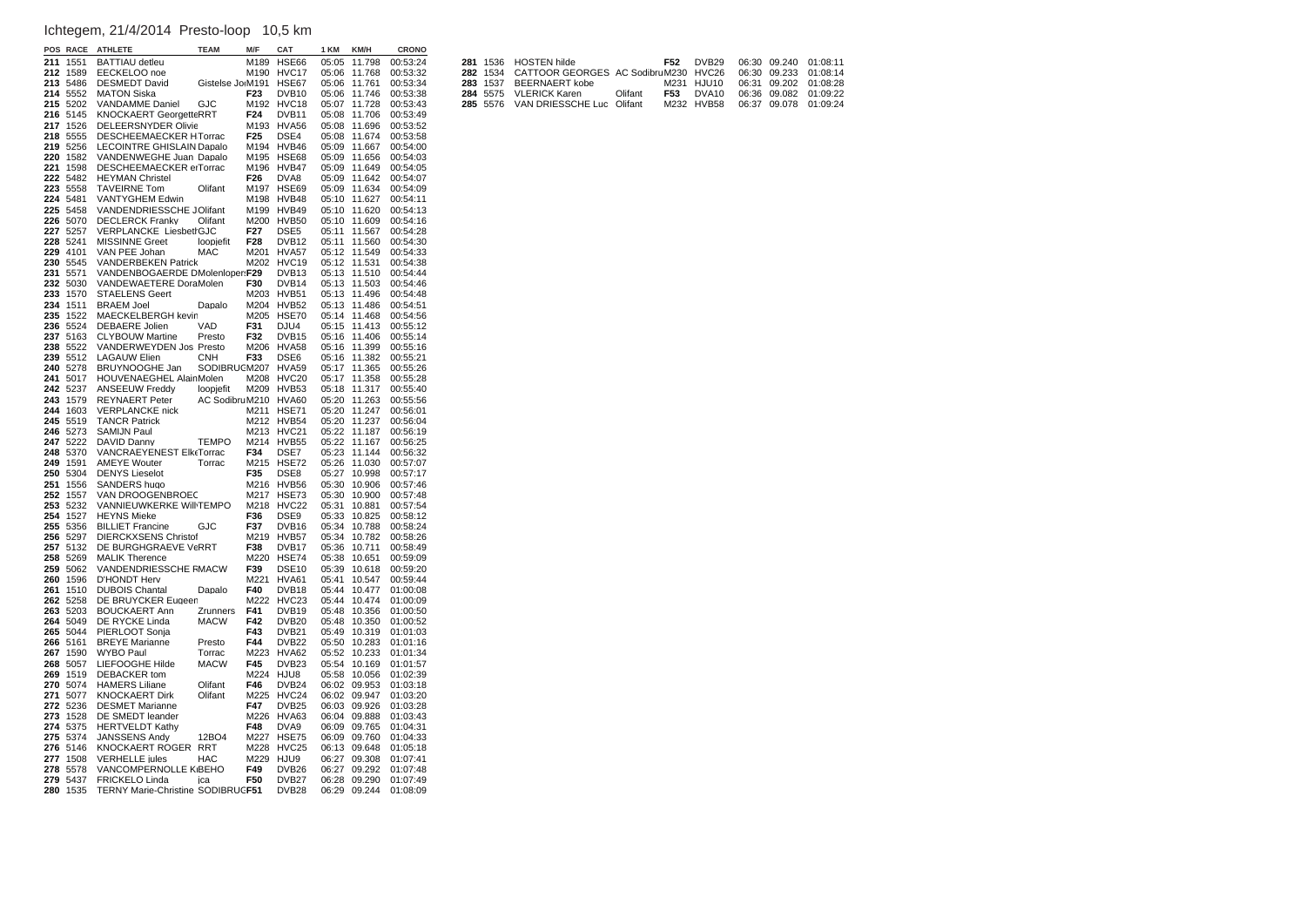# Ichtegem, 21/4/2014 Presto-loop 10,5 km

| POS | RACE | ATHLETE | TEAM | M/F | CAT | 1 KM | KM/H | CRONO |
|---|---|---|---|---|---|---|---|---|
| 211 | 1551 | BATTIAU detleu | | M189 | HSE66 | 05:05 | 11.798 | 00:53:24 |
| 212 | 1589 | EECKELOO noe | | M190 | HVC17 | 05:06 | 11.768 | 00:53:32 |
| 213 | 5486 | DESMEDT David | Gistelse Jo | M191 | HSE67 | 05:06 | 11.761 | 00:53:34 |
| 214 | 5552 | MATON Siska | | F23 | DVB10 | 05:06 | 11.746 | 00:53:38 |
| 215 | 5202 | VANDAMME Daniel | GJC | M192 | HVC18 | 05:07 | 11.728 | 00:53:43 |
| 216 | 5145 | KNOCKAERT Georgette | RRT | F24 | DVB11 | 05:08 | 11.706 | 00:53:49 |
| 217 | 1526 | DELEERSNYDER Olivie | | M193 | HVA56 | 05:08 | 11.696 | 00:53:52 |
| 218 | 5555 | DESCHEEMAECKER H | Torrac | F25 | DSE4 | 05:08 | 11.674 | 00:53:58 |
| 219 | 5256 | LECOINTRE GHISLAIN | Dapalo | M194 | HVB46 | 05:09 | 11.667 | 00:54:00 |
| 220 | 1582 | VANDENWEGHE Juan | Dapalo | M195 | HSE68 | 05:09 | 11.656 | 00:54:03 |
| 221 | 1598 | DESCHEEMAECKER er | Torrac | M196 | HVB47 | 05:09 | 11.649 | 00:54:05 |
| 222 | 5482 | HEYMAN Christel | | F26 | DVA8 | 05:09 | 11.642 | 00:54:07 |
| 223 | 5558 | TAVEIRNE Tom | Olifant | M197 | HSE69 | 05:09 | 11.634 | 00:54:09 |
| 224 | 5481 | VANTYGHEM Edwin | | M198 | HVB48 | 05:10 | 11.627 | 00:54:11 |
| 225 | 5458 | VANDENDRIESSCHE J | Olifant | M199 | HVB49 | 05:10 | 11.620 | 00:54:13 |
| 226 | 5070 | DECLERCK Franky | Olifant | M200 | HVB50 | 05:10 | 11.609 | 00:54:16 |
| 227 | 5257 | VERPLANCKE Liesbet | GJC | F27 | DSE5 | 05:11 | 11.567 | 00:54:28 |
| 228 | 5241 | MISSINNE Greet | loopjefit | F28 | DVB12 | 05:11 | 11.560 | 00:54:30 |
| 229 | 4101 | VAN PEE Johan | MAC | M201 | HVA57 | 05:12 | 11.549 | 00:54:33 |
| 230 | 5545 | VANDERBEKEN Patrick | | M202 | HVC19 | 05:12 | 11.531 | 00:54:38 |
| 231 | 5571 | VANDENBOGAERDE D | Molenlopers | F29 | DVB13 | 05:13 | 11.510 | 00:54:44 |
| 232 | 5030 | VANDEWAETERE Dora | Molen | F30 | DVB14 | 05:13 | 11.503 | 00:54:46 |
| 233 | 1570 | STAELENS Geert | | M203 | HVB51 | 05:13 | 11.496 | 00:54:48 |
| 234 | 1511 | BRAEM Joel | Dapalo | M204 | HVB52 | 05:13 | 11.486 | 00:54:51 |
| 235 | 1522 | MAECKELBERGH kevin | | M205 | HSE70 | 05:14 | 11.468 | 00:54:56 |
| 236 | 5524 | DEBAERE Jolien | VAD | F31 | DJU4 | 05:15 | 11.413 | 00:55:12 |
| 237 | 5163 | CLYBOUW Martine | Presto | F32 | DVB15 | 05:16 | 11.406 | 00:55:14 |
| 238 | 5522 | VANDERWEYDEN Jos | Presto | M206 | HVA58 | 05:16 | 11.399 | 00:55:16 |
| 239 | 5512 | LAGAUW Elien | CNH | F33 | DSE6 | 05:16 | 11.382 | 00:55:21 |
| 240 | 5278 | BRUYNOOGHE Jan | SODIBRUG | M207 | HVA59 | 05:17 | 11.365 | 00:55:26 |
| 241 | 5017 | HOUVENAEGHEL Alain | Molen | M208 | HVC20 | 05:17 | 11.358 | 00:55:28 |
| 242 | 5237 | ANSEEUW Freddy | loopjefit | M209 | HVB53 | 05:18 | 11.317 | 00:55:40 |
| 243 | 1579 | REYNAERT Peter | AC Sodibru | M210 | HVA60 | 05:20 | 11.263 | 00:55:56 |
| 244 | 1603 | VERPLANCKE nick | | M211 | HSE71 | 05:20 | 11.247 | 00:56:01 |
| 245 | 5519 | TANCR Patrick | | M212 | HVB54 | 05:20 | 11.237 | 00:56:04 |
| 246 | 5273 | SAMIJN Paul | | M213 | HVC21 | 05:22 | 11.187 | 00:56:19 |
| 247 | 5222 | DAVID Danny | TEMPO | M214 | HVB55 | 05:22 | 11.167 | 00:56:25 |
| 248 | 5370 | VANCRAEYENEST Elke | Torrac | F34 | DSE7 | 05:23 | 11.144 | 00:56:32 |
| 249 | 1591 | AMEYE Wouter | Torrac | M215 | HSE72 | 05:26 | 11.030 | 00:57:07 |
| 250 | 5304 | DENYS Lieselot | | F35 | DSE8 | 05:27 | 10.998 | 00:57:17 |
| 251 | 1556 | SANDERS hugo | | M216 | HVB56 | 05:30 | 10.906 | 00:57:46 |
| 252 | 1557 | VAN DROOGENBROEC | | M217 | HSE73 | 05:30 | 10.900 | 00:57:48 |
| 253 | 5232 | VANNIEUWKERKE Will | TEMPO | M218 | HVC22 | 05:31 | 10.881 | 00:57:54 |
| 254 | 1527 | HEYNS Mieke | | F36 | DSE9 | 05:33 | 10.825 | 00:58:12 |
| 255 | 5356 | BILLIET Francine | GJC | F37 | DVB16 | 05:34 | 10.788 | 00:58:24 |
| 256 | 5297 | DIERCKXSENS Christof | | M219 | HVB57 | 05:34 | 10.782 | 00:58:26 |
| 257 | 5132 | DE BURGHGRAEVE Ve | RRT | F38 | DVB17 | 05:36 | 10.711 | 00:58:49 |
| 258 | 5269 | MALIK Therence | | M220 | HSE74 | 05:38 | 10.651 | 00:59:09 |
| 259 | 5062 | VANDENDRIESSCHE R | MACW | F39 | DSE10 | 05:39 | 10.618 | 00:59:20 |
| 260 | 1596 | D'HONDT Herv | | M221 | HVA61 | 05:41 | 10.547 | 00:59:44 |
| 261 | 1510 | DUBOIS Chantal | Dapalo | F40 | DVB18 | 05:44 | 10.477 | 01:00:08 |
| 262 | 5258 | DE BRUYCKER Eugeen | | M222 | HVC23 | 05:44 | 10.474 | 01:00:09 |
| 263 | 5203 | BOUCKAERT Ann | Zrunners | F41 | DVB19 | 05:48 | 10.356 | 01:00:50 |
| 264 | 5049 | DE RYCKE Linda | MACW | F42 | DVB20 | 05:48 | 10.350 | 01:00:52 |
| 265 | 5044 | PIERLOOT Sonja | | F43 | DVB21 | 05:49 | 10.319 | 01:01:03 |
| 266 | 5161 | BREYE Marianne | Presto | F44 | DVB22 | 05:50 | 10.283 | 01:01:16 |
| 267 | 1590 | WYBO Paul | Torrac | M223 | HVA62 | 05:52 | 10.233 | 01:01:34 |
| 268 | 5057 | LIEFOOGHE Hilde | MACW | F45 | DVB23 | 05:54 | 10.169 | 01:01:57 |
| 269 | 1519 | DEBACKER tom | | M224 | HJU8 | 05:58 | 10.056 | 01:02:39 |
| 270 | 5074 | HAMERS Liliane | Olifant | F46 | DVB24 | 06:02 | 09.953 | 01:03:18 |
| 271 | 5077 | KNOCKAERT Dirk | Olifant | M225 | HVC24 | 06:02 | 09.947 | 01:03:20 |
| 272 | 5236 | DESMET Marianne | | F47 | DVB25 | 06:03 | 09.926 | 01:03:28 |
| 273 | 1528 | DE SMEDT leander | | M226 | HVA63 | 06:04 | 09.888 | 01:03:43 |
| 274 | 5375 | HERTVELDT Kathy | | F48 | DVA9 | 06:09 | 09.765 | 01:04:31 |
| 275 | 5374 | JANSSENS Andy | 12BO4 | M227 | HSE75 | 06:09 | 09.760 | 01:04:33 |
| 276 | 5146 | KNOCKAERT ROGER | RRT | M228 | HVC25 | 06:13 | 09.648 | 01:05:18 |
| 277 | 1508 | VERHELLE jules | HAC | M229 | HJU9 | 06:27 | 09.308 | 01:07:41 |
| 278 | 5578 | VANCOMPERNOLLE K | BEHO | F49 | DVB26 | 06:27 | 09.292 | 01:07:48 |
| 279 | 5437 | FRICKELO Linda | jca | F50 | DVB27 | 06:28 | 09.290 | 01:07:49 |
| 280 | 1535 | TERNY Marie-Christine | SODIBRUG | F51 | DVB28 | 06:29 | 09.244 | 01:08:09 |
| 281 | 1536 | HOSTEN hilde | | F52 | DVB29 | 06:30 | 09.240 | 01:08:11 |
| 282 | 1534 | CATTOOR GEORGES | AC Sodibru | M230 | HVC26 | 06:30 | 09.233 | 01:08:14 |
| 283 | 1537 | BEERNAERT kobe | | M231 | HJU10 | 06:31 | 09.202 | 01:08:28 |
| 284 | 5575 | VLERICK Karen | Olifant | F53 | DVA10 | 06:36 | 09.082 | 01:09:22 |
| 285 | 5576 | VAN DRIESSCHE Luc | Olifant | M232 | HVB58 | 06:37 | 09.078 | 01:09:24 |